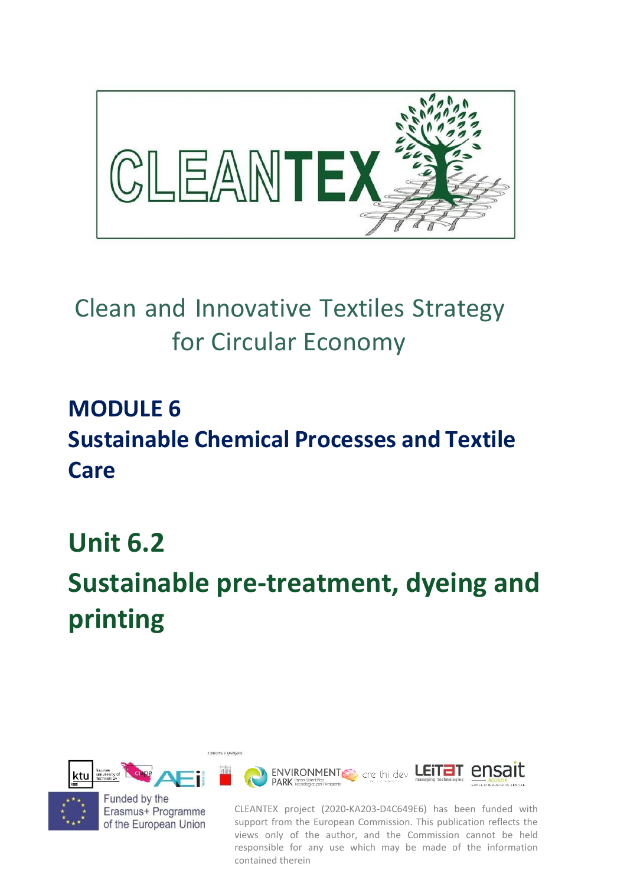# CLEANTEX

Clean and Innovative Textiles Strategy for Circular Economy

## MODULE 6
## Sustainable Chemical Processes and Textile Care

# Unit 6.2
# Sustainable pre-treatment, dyeing and printing

Funded by the Erasmus+ Programme of the European Union

CLEANTEX project (2020-KA203-D4C649E6) has been funded with support from the European Commission. This publication reflects the views only of the author, and the Commission cannot be held responsible for any use which may be made of the information contained therein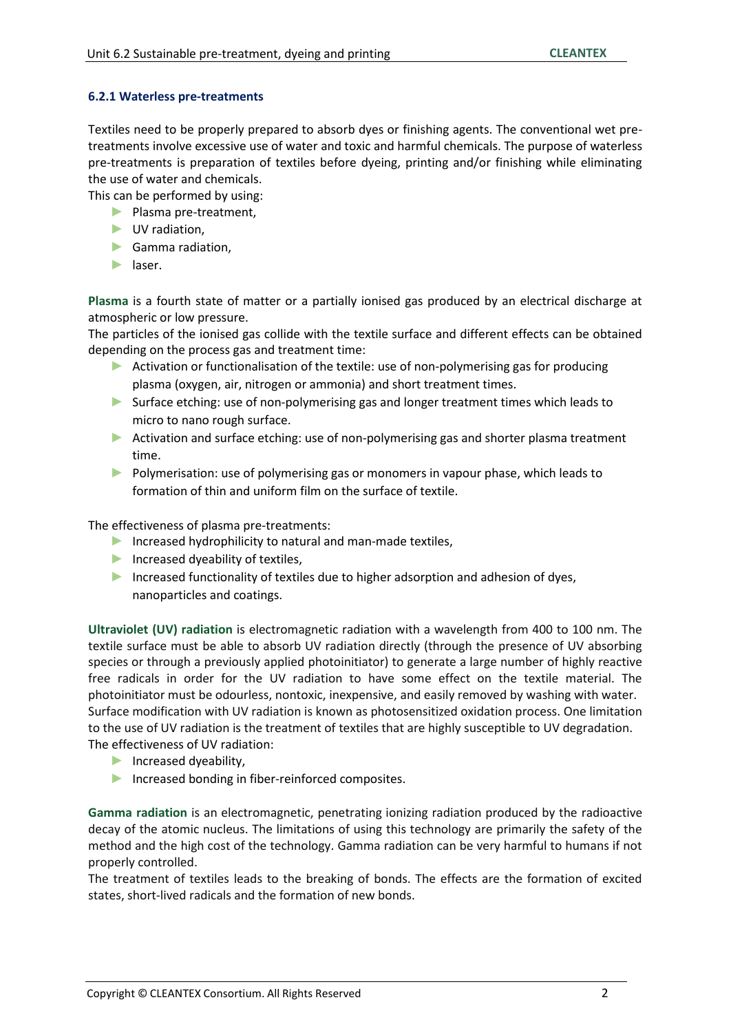### 6.2.1 Waterless pre-treatments

Textiles need to be properly prepared to absorb dyes or finishing agents. The conventional wet pre-treatments involve excessive use of water and toxic and harmful chemicals. The purpose of waterless pre-treatments is preparation of textiles before dyeing, printing and/or finishing while eliminating the use of water and chemicals.

This can be performed by using:

- Plasma pre-treatment,
- UV radiation,
- Gamma radiation,
- laser.

**Plasma** is a fourth state of matter or a partially ionised gas produced by an electrical discharge at atmospheric or low pressure.

The particles of the ionised gas collide with the textile surface and different effects can be obtained depending on the process gas and treatment time:

- Activation or functionalisation of the textile: use of non-polymerising gas for producing plasma (oxygen, air, nitrogen or ammonia) and short treatment times.
- Surface etching: use of non-polymerising gas and longer treatment times which leads to micro to nano rough surface.
- Activation and surface etching: use of non-polymerising gas and shorter plasma treatment time.
- Polymerisation: use of polymerising gas or monomers in vapour phase, which leads to formation of thin and uniform film on the surface of textile.

The effectiveness of plasma pre-treatments:

- Increased hydrophilicity to natural and man-made textiles,
- Increased dyeability of textiles,
- Increased functionality of textiles due to higher adsorption and adhesion of dyes, nanoparticles and coatings.

**Ultraviolet (UV) radiation** is electromagnetic radiation with a wavelength from 400 to 100 nm. The textile surface must be able to absorb UV radiation directly (through the presence of UV absorbing species or through a previously applied photoinitiator) to generate a large number of highly reactive free radicals in order for the UV radiation to have some effect on the textile material. The photoinitiator must be odourless, nontoxic, inexpensive, and easily removed by washing with water. Surface modification with UV radiation is known as photosensitized oxidation process. One limitation to the use of UV radiation is the treatment of textiles that are highly susceptible to UV degradation.

The effectiveness of UV radiation:

- Increased dyeability,
- Increased bonding in fiber-reinforced composites.

**Gamma radiation** is an electromagnetic, penetrating ionizing radiation produced by the radioactive decay of the atomic nucleus. The limitations of using this technology are primarily the safety of the method and the high cost of the technology. Gamma radiation can be very harmful to humans if not properly controlled.

The treatment of textiles leads to the breaking of bonds. The effects are the formation of excited states, short-lived radicals and the formation of new bonds.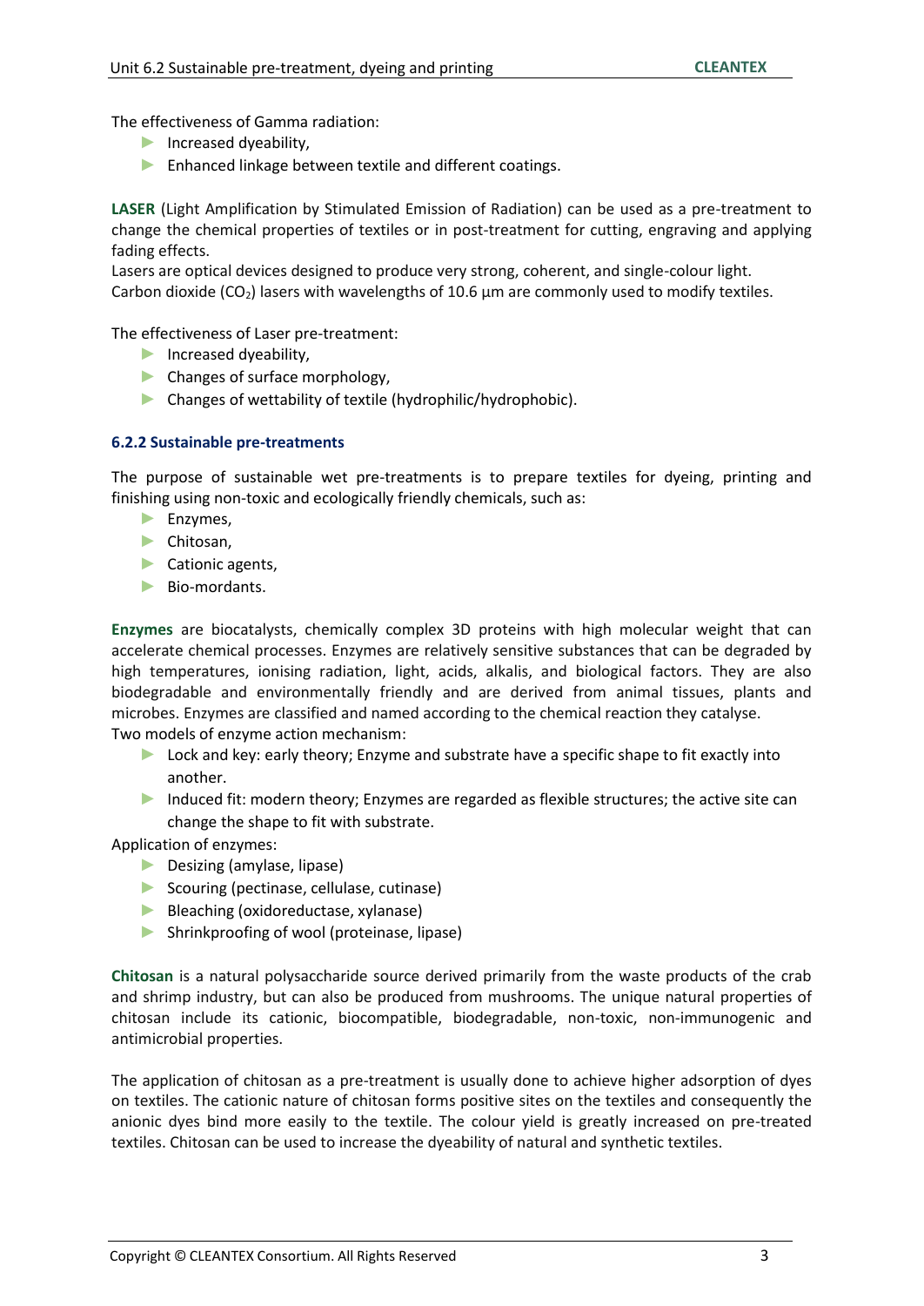The effectiveness of Gamma radiation:

- Increased dyeability,
- Enhanced linkage between textile and different coatings.

**LASER** (Light Amplification by Stimulated Emission of Radiation) can be used as a pre-treatment to change the chemical properties of textiles or in post-treatment for cutting, engraving and applying fading effects.
Lasers are optical devices designed to produce very strong, coherent, and single-colour light.
Carbon dioxide ($CO_2$) lasers with wavelengths of 10.6 µm are commonly used to modify textiles.

The effectiveness of Laser pre-treatment:

- Increased dyeability,
- Changes of surface morphology,
- Changes of wettability of textile (hydrophilic/hydrophobic).

### 6.2.2 Sustainable pre-treatments

The purpose of sustainable wet pre-treatments is to prepare textiles for dyeing, printing and finishing using non-toxic and ecologically friendly chemicals, such as:

- Enzymes,
- Chitosan,
- Cationic agents,
- Bio-mordants.

**Enzymes** are biocatalysts, chemically complex 3D proteins with high molecular weight that can accelerate chemical processes. Enzymes are relatively sensitive substances that can be degraded by high temperatures, ionising radiation, light, acids, alkalis, and biological factors. They are also biodegradable and environmentally friendly and are derived from animal tissues, plants and microbes. Enzymes are classified and named according to the chemical reaction they catalyse.
Two models of enzyme action mechanism:

- Lock and key: early theory; Enzyme and substrate have a specific shape to fit exactly into another.
- Induced fit: modern theory; Enzymes are regarded as flexible structures; the active site can change the shape to fit with substrate.

Application of enzymes:

- Desizing (amylase, lipase)
- Scouring (pectinase, cellulase, cutinase)
- Bleaching (oxidoreductase, xylanase)
- Shrinkproofing of wool (proteinase, lipase)

**Chitosan** is a natural polysaccharide source derived primarily from the waste products of the crab and shrimp industry, but can also be produced from mushrooms. The unique natural properties of chitosan include its cationic, biocompatible, biodegradable, non-toxic, non-immunogenic and antimicrobial properties.

The application of chitosan as a pre-treatment is usually done to achieve higher adsorption of dyes on textiles. The cationic nature of chitosan forms positive sites on the textiles and consequently the anionic dyes bind more easily to the textile. The colour yield is greatly increased on pre-treated textiles. Chitosan can be used to increase the dyeability of natural and synthetic textiles.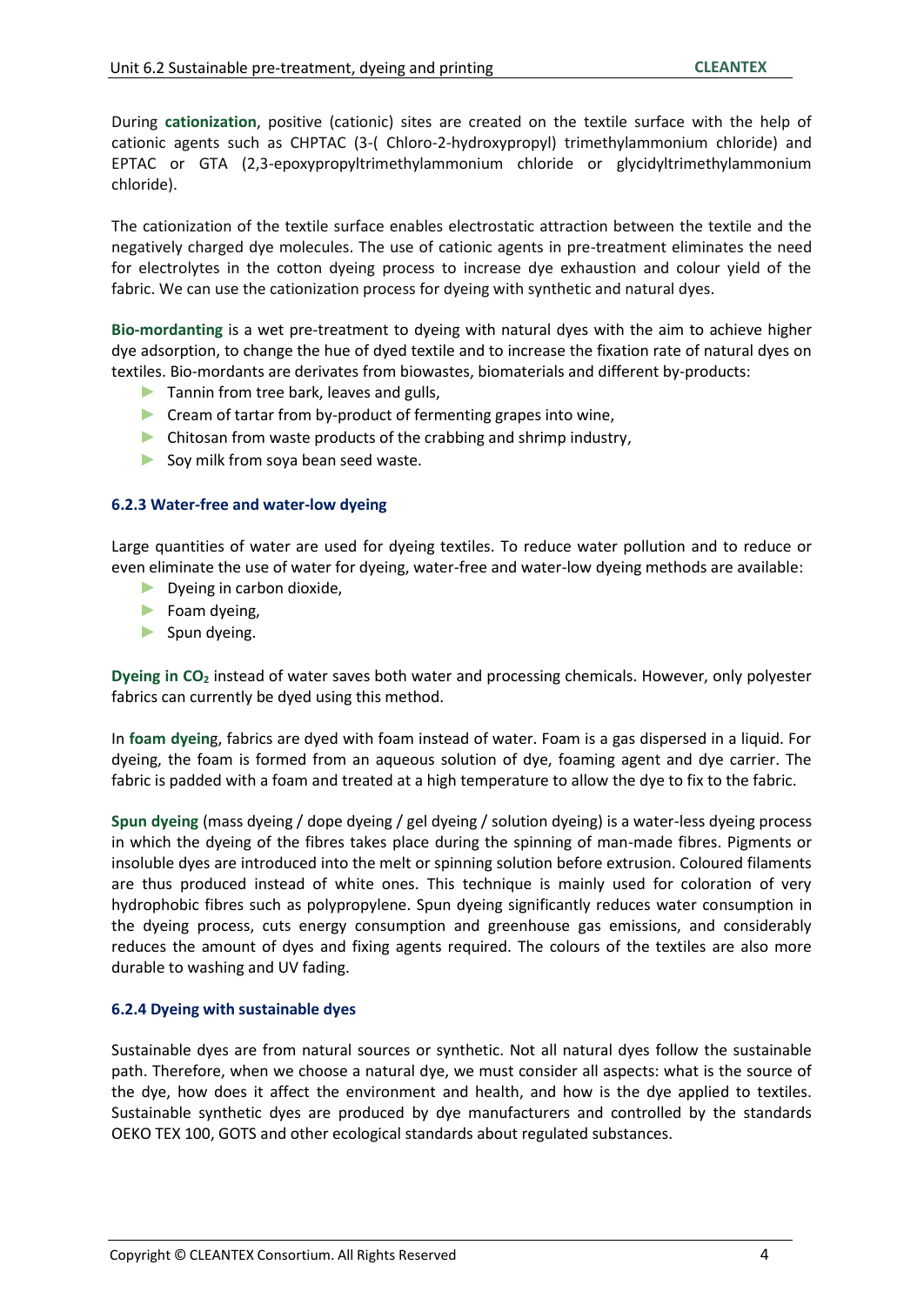During **cationization**, positive (cationic) sites are created on the textile surface with the help of cationic agents such as CHPTAC (3-( Chloro-2-hydroxypropyl) trimethylammonium chloride) and EPTAC or GTA (2,3-epoxypropyltrimethylammonium chloride or glycidyltrimethylammonium chloride).

The cationization of the textile surface enables electrostatic attraction between the textile and the negatively charged dye molecules. The use of cationic agents in pre-treatment eliminates the need for electrolytes in the cotton dyeing process to increase dye exhaustion and colour yield of the fabric. We can use the cationization process for dyeing with synthetic and natural dyes.

**Bio-mordanting** is a wet pre-treatment to dyeing with natural dyes with the aim to achieve higher dye adsorption, to change the hue of dyed textile and to increase the fixation rate of natural dyes on textiles. Bio-mordants are derivates from biowastes, biomaterials and different by-products:

- Tannin from tree bark, leaves and gulls,
- Cream of tartar from by-product of fermenting grapes into wine,
- Chitosan from waste products of the crabbing and shrimp industry,
- Soy milk from soya bean seed waste.

### 6.2.3 Water-free and water-low dyeing

Large quantities of water are used for dyeing textiles. To reduce water pollution and to reduce or even eliminate the use of water for dyeing, water-free and water-low dyeing methods are available:

- Dyeing in carbon dioxide,
- Foam dyeing,
- Spun dyeing.

**Dyeing in $CO_2$** instead of water saves both water and processing chemicals. However, only polyester fabrics can currently be dyed using this method.

In **foam dyein**g, fabrics are dyed with foam instead of water. Foam is a gas dispersed in a liquid. For dyeing, the foam is formed from an aqueous solution of dye, foaming agent and dye carrier. The fabric is padded with a foam and treated at a high temperature to allow the dye to fix to the fabric.

**Spun dyeing** (mass dyeing / dope dyeing / gel dyeing / solution dyeing) is a water-less dyeing process in which the dyeing of the fibres takes place during the spinning of man-made fibres. Pigments or insoluble dyes are introduced into the melt or spinning solution before extrusion. Coloured filaments are thus produced instead of white ones. This technique is mainly used for coloration of very hydrophobic fibres such as polypropylene. Spun dyeing significantly reduces water consumption in the dyeing process, cuts energy consumption and greenhouse gas emissions, and considerably reduces the amount of dyes and fixing agents required. The colours of the textiles are also more durable to washing and UV fading.

### 6.2.4 Dyeing with sustainable dyes

Sustainable dyes are from natural sources or synthetic. Not all natural dyes follow the sustainable path. Therefore, when we choose a natural dye, we must consider all aspects: what is the source of the dye, how does it affect the environment and health, and how is the dye applied to textiles. Sustainable synthetic dyes are produced by dye manufacturers and controlled by the standards OEKO TEX 100, GOTS and other ecological standards about regulated substances.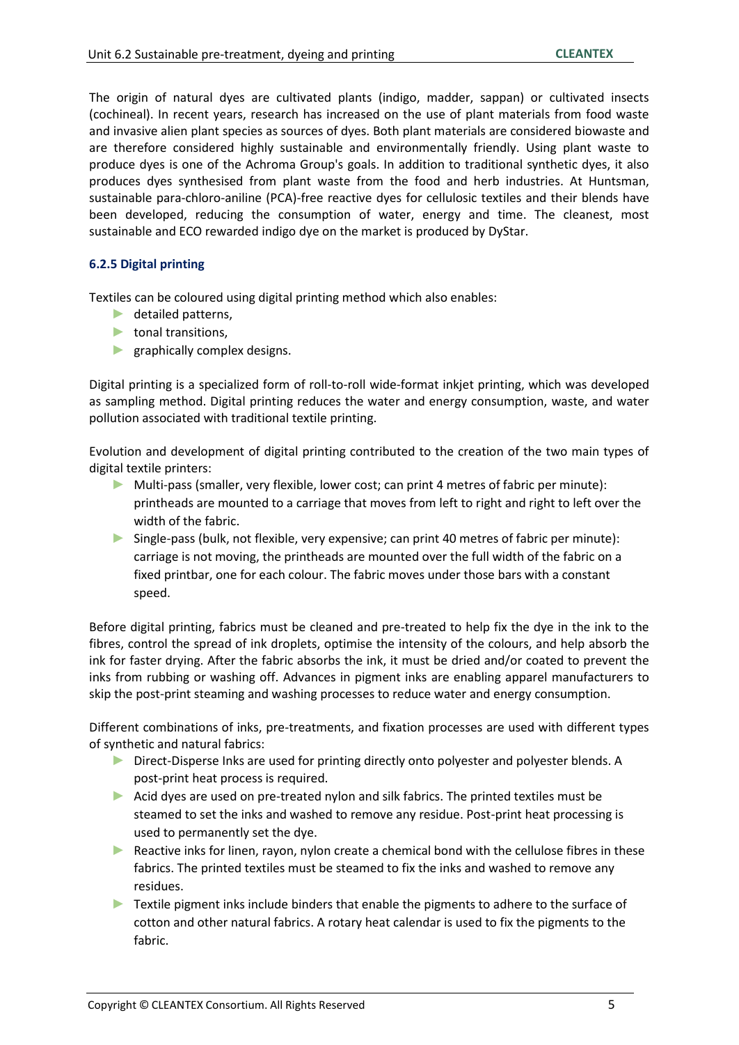The origin of natural dyes are cultivated plants (indigo, madder, sappan) or cultivated insects (cochineal). In recent years, research has increased on the use of plant materials from food waste and invasive alien plant species as sources of dyes. Both plant materials are considered biowaste and are therefore considered highly sustainable and environmentally friendly. Using plant waste to produce dyes is one of the Achroma Group's goals. In addition to traditional synthetic dyes, it also produces dyes synthesised from plant waste from the food and herb industries. At Huntsman, sustainable para-chloro-aniline (PCA)-free reactive dyes for cellulosic textiles and their blends have been developed, reducing the consumption of water, energy and time. The cleanest, most sustainable and ECO rewarded indigo dye on the market is produced by DyStar.

### 6.2.5 Digital printing

Textiles can be coloured using digital printing method which also enables:

- detailed patterns,
- tonal transitions,
- graphically complex designs.

Digital printing is a specialized form of roll-to-roll wide-format inkjet printing, which was developed as sampling method. Digital printing reduces the water and energy consumption, waste, and water pollution associated with traditional textile printing.

Evolution and development of digital printing contributed to the creation of the two main types of digital textile printers:

- Multi-pass (smaller, very flexible, lower cost; can print 4 metres of fabric per minute): printheads are mounted to a carriage that moves from left to right and right to left over the width of the fabric.
- Single-pass (bulk, not flexible, very expensive; can print 40 metres of fabric per minute): carriage is not moving, the printheads are mounted over the full width of the fabric on a fixed printbar, one for each colour. The fabric moves under those bars with a constant speed.

Before digital printing, fabrics must be cleaned and pre-treated to help fix the dye in the ink to the fibres, control the spread of ink droplets, optimise the intensity of the colours, and help absorb the ink for faster drying. After the fabric absorbs the ink, it must be dried and/or coated to prevent the inks from rubbing or washing off. Advances in pigment inks are enabling apparel manufacturers to skip the post-print steaming and washing processes to reduce water and energy consumption.

Different combinations of inks, pre-treatments, and fixation processes are used with different types of synthetic and natural fabrics:

- Direct-Disperse Inks are used for printing directly onto polyester and polyester blends. A post-print heat process is required.
- Acid dyes are used on pre-treated nylon and silk fabrics. The printed textiles must be steamed to set the inks and washed to remove any residue. Post-print heat processing is used to permanently set the dye.
- Reactive inks for linen, rayon, nylon create a chemical bond with the cellulose fibres in these fabrics. The printed textiles must be steamed to fix the inks and washed to remove any residues.
- Textile pigment inks include binders that enable the pigments to adhere to the surface of cotton and other natural fabrics. A rotary heat calendar is used to fix the pigments to the fabric.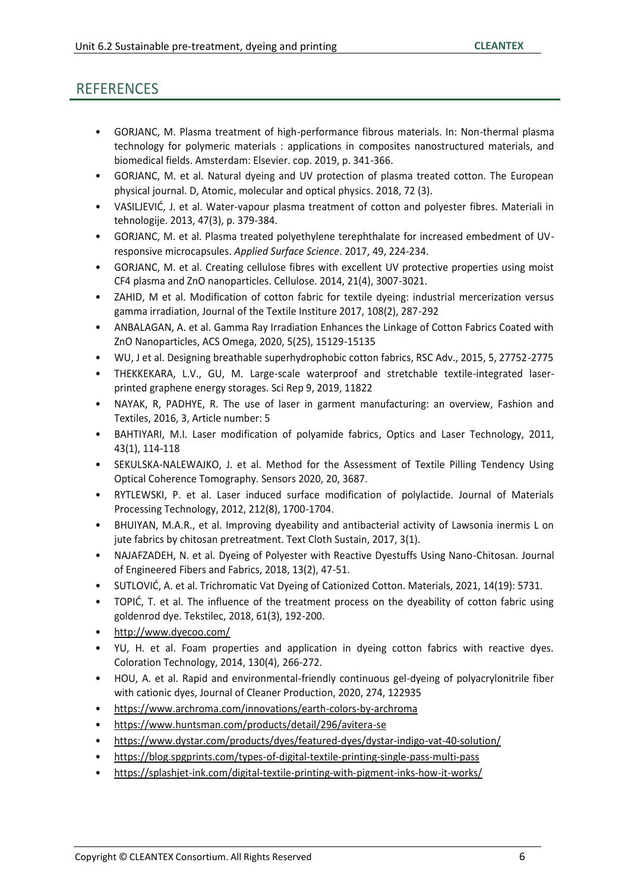## REFERENCES

- GORJANC, M. Plasma treatment of high-performance fibrous materials. In: Non-thermal plasma technology for polymeric materials : applications in composites nanostructured materials, and biomedical fields. Amsterdam: Elsevier. cop. 2019, p. 341-366.
- GORJANC, M. et al. Natural dyeing and UV protection of plasma treated cotton. The European physical journal. D, Atomic, molecular and optical physics. 2018, 72 (3).
- VASILJEVIĆ, J. et al. Water-vapour plasma treatment of cotton and polyester fibres. Materiali in tehnologije. 2013, 47(3), p. 379-384.
- GORJANC, M. et al. Plasma treated polyethylene terephthalate for increased embedment of UV-responsive microcapsules. *Applied Surface Science*. 2017, 49, 224-234.
- GORJANC, M. et al. Creating cellulose fibres with excellent UV protective properties using moist CF4 plasma and ZnO nanoparticles. Cellulose. 2014, 21(4), 3007-3021.
- ZAHID, M et al. Modification of cotton fabric for textile dyeing: industrial mercerization versus gamma irradiation, Journal of the Textile Institure 2017, 108(2), 287-292
- ANBALAGAN, A. et al. Gamma Ray Irradiation Enhances the Linkage of Cotton Fabrics Coated with ZnO Nanoparticles, ACS Omega, 2020, 5(25), 15129-15135
- WU, J et al. Designing breathable superhydrophobic cotton fabrics, RSC Adv., 2015, 5, 27752-2775
- THEKKEKARA, L.V., GU, M. Large-scale waterproof and stretchable textile-integrated laser-printed graphene energy storages. Sci Rep 9, 2019, 11822
- NAYAK, R, PADHYE, R. The use of laser in garment manufacturing: an overview, Fashion and Textiles, 2016, 3, Article number: 5
- BAHTIYARI, M.I. Laser modification of polyamide fabrics, Optics and Laser Technology, 2011, 43(1), 114-118
- SEKULSKA-NALEWAJKO, J. et al. Method for the Assessment of Textile Pilling Tendency Using Optical Coherence Tomography. Sensors 2020, 20, 3687.
- RYTLEWSKI, P. et al. Laser induced surface modification of polylactide. Journal of Materials Processing Technology, 2012, 212(8), 1700-1704.
- BHUIYAN, M.A.R., et al. Improving dyeability and antibacterial activity of Lawsonia inermis L on jute fabrics by chitosan pretreatment. Text Cloth Sustain, 2017, 3(1).
- NAJAFZADEH, N. et al. Dyeing of Polyester with Reactive Dyestuffs Using Nano-Chitosan. Journal of Engineered Fibers and Fabrics, 2018, 13(2), 47-51.
- SUTLOVIĆ, A. et al. Trichromatic Vat Dyeing of Cationized Cotton. Materials, 2021, 14(19): 5731.
- TOPIĆ, T. et al. The influence of the treatment process on the dyeability of cotton fabric using goldenrod dye. Tekstilec, 2018, 61(3), 192-200.
- http://www.dyecoo.com/
- YU, H. et al. Foam properties and application in dyeing cotton fabrics with reactive dyes. Coloration Technology, 2014, 130(4), 266-272.
- HOU, A. et al. Rapid and environmental-friendly continuous gel-dyeing of polyacrylonitrile fiber with cationic dyes, Journal of Cleaner Production, 2020, 274, 122935
- https://www.archroma.com/innovations/earth-colors-by-archroma
- https://www.huntsman.com/products/detail/296/avitera-se
- https://www.dystar.com/products/dyes/featured-dyes/dystar-indigo-vat-40-solution/
- https://blog.spgprints.com/types-of-digital-textile-printing-single-pass-multi-pass
- https://splashjet-ink.com/digital-textile-printing-with-pigment-inks-how-it-works/